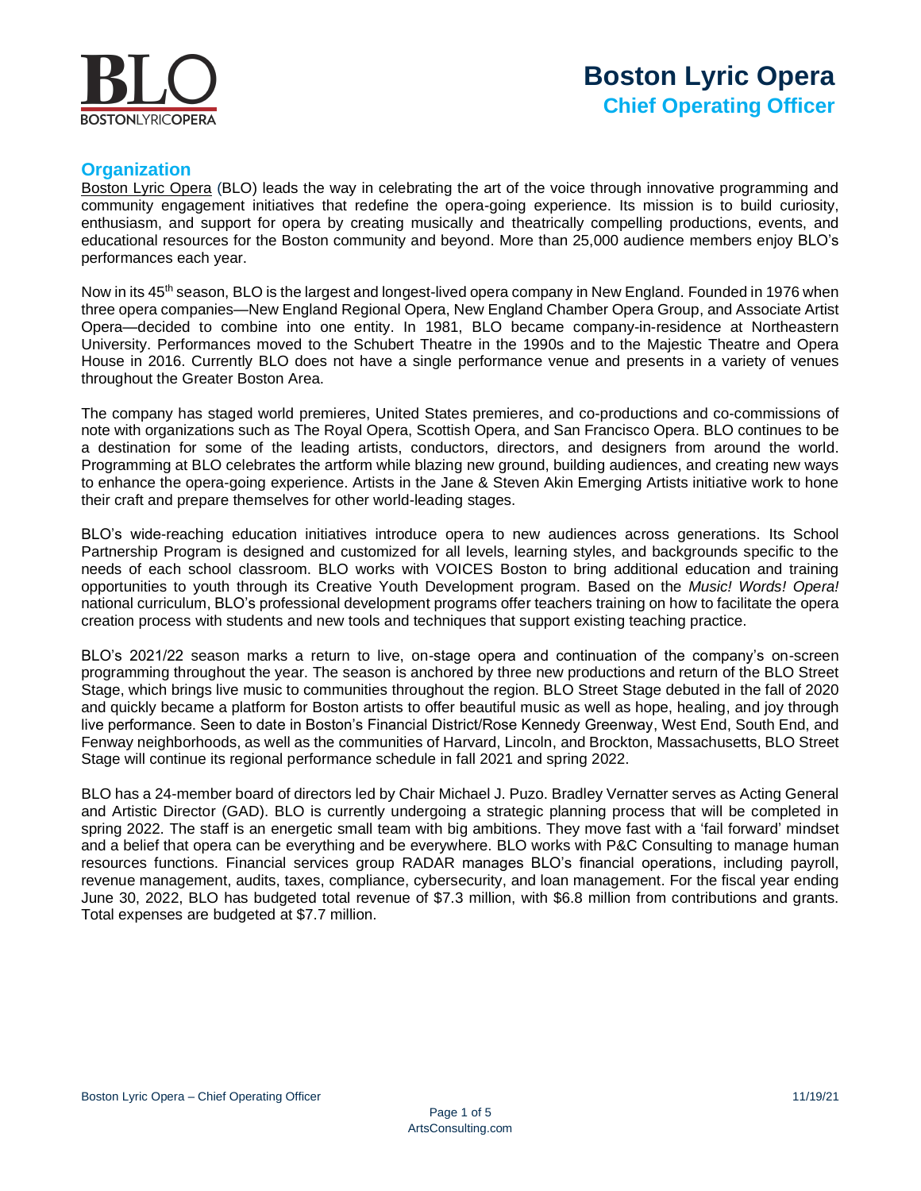# Boston Lyric Opera

## Chief Operating Officer

## Organization

Boston Lyric Opera (BLO) leads the way in celebrating the art of the voice through innovative programming and community engagement initiatives that redefine the opera-going experience. Its mission is to build curiosity, enthusiasm, and support for opera by creating musically and theatrically compelling productions, events, and educational resources for the Boston community and beyond. More than 25,000 audience members enjoy BLO's performances each year.

Now in its 45th season, BLO is the largest and longest-lived opera company in New England. Founded in 1976 when three opera companies—New England Regional Opera, New England Chamber Opera Group, and Associate Artist Opera—decided to combine into one entity. In 1981, BLO became company-in-residence at Northeastern University. Performances moved to the Schubert Theatre in the 1990s and to the Majestic Theatre and Opera House in 2016. Currently BLO does not have a single performance venue and presents in a variety of venues throughout the Greater Boston Area.

The company has staged world premieres, United States premieres, and co-productions and co-commissions of note with organizations such as The Royal Opera, Scottish Opera, and San Francisco Opera. BLO continues to be a destination for some of the leading artists, conductors, directors, and designers from around the world. Programming at BLO celebrates the artform while blazing new ground, building audiences, and creating new ways to enhance the opera-going experience. Artists in the Jane & Steven Akin Emerging Artists initiative work to hone their craft and prepare themselves for other world-leading stages.

BLO's wide-reaching education initiatives introduce opera to new audiences across generations. Its School Partnership Program is designed and customized for all levels, learning styles, and backgrounds specific to the needs of each school classroom. BLO works with VOICES Boston to bring additional education and training opportunities to youth through its Creative Youth Development program. Based on the *Music! Words! Opera!* national curriculum, BLO's professional development programs offer teachers training on how to facilitate the opera creation process with students and new tools and techniques that support existing teaching practice.

BLO's 2021/22 season marks a return to live, on-stage opera and continuation of the company's on-screen programming throughout the year. The season is anchored by three new productions and return of the BLO Street Stage, which brings live music to communities throughout the region. BLO Street Stage debuted in the fall of 2020 and quickly became a platform for Boston artists to offer beautiful music as well as hope, healing, and joy through live performance. Seen to date in Boston's Financial District/Rose Kennedy Greenway, West End, South End, and Fenway neighborhoods, as well as the communities of Harvard, Lincoln, and Brockton, Massachusetts, BLO Street Stage will continue its regional performance schedule in fall 2021 and spring 2022.

BLO has a 24-member board of directors led by Chair Michael J. Puzo. Bradley Vernatter serves as Acting General and Artistic Director (GAD). BLO is currently undergoing a strategic planning process that will be completed in spring 2022. The staff is an energetic small team with big ambitions. They move fast with a 'fail forward' mindset and a belief that opera can be everything and be everywhere. BLO works with P&C Consulting to manage human resources functions. Financial services group RADAR manages BLO's financial operations, including payroll, revenue management, audits, taxes, compliance, cybersecurity, and loan management. For the fiscal year ending June 30, 2022, BLO has budgeted total revenue of $7.3 million, with $6.8 million from contributions and grants. Total expenses are budgeted at $7.7 million.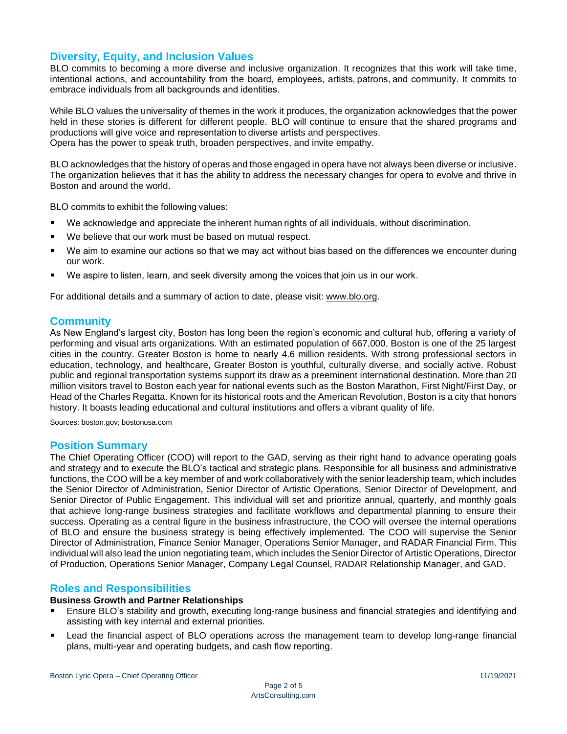## Diversity, Equity, and Inclusion Values

BLO commits to becoming a more diverse and inclusive organization. It recognizes that this work will take time, intentional actions, and accountability from the board, employees, artists, patrons, and community. It commits to embrace individuals from all backgrounds and identities.

While BLO values the universality of themes in the work it produces, the organization acknowledges that the power held in these stories is different for different people. BLO will continue to ensure that the shared programs and productions will give voice and representation to diverse artists and perspectives.
Opera has the power to speak truth, broaden perspectives, and invite empathy.

BLO acknowledges that the history of operas and those engaged in opera have not always been diverse or inclusive. The organization believes that it has the ability to address the necessary changes for opera to evolve and thrive in Boston and around the world.

BLO commits to exhibit the following values:

- We acknowledge and appreciate the inherent human rights of all individuals, without discrimination.
- We believe that our work must be based on mutual respect.
- We aim to examine our actions so that we may act without bias based on the differences we encounter during our work.
- We aspire to listen, learn, and seek diversity among the voices that join us in our work.

For additional details and a summary of action to date, please visit: www.blo.org.

## Community

As New England's largest city, Boston has long been the region's economic and cultural hub, offering a variety of performing and visual arts organizations. With an estimated population of 667,000, Boston is one of the 25 largest cities in the country. Greater Boston is home to nearly 4.6 million residents. With strong professional sectors in education, technology, and healthcare, Greater Boston is youthful, culturally diverse, and socially active. Robust public and regional transportation systems support its draw as a preeminent international destination. More than 20 million visitors travel to Boston each year for national events such as the Boston Marathon, First Night/First Day, or Head of the Charles Regatta. Known for its historical roots and the American Revolution, Boston is a city that honors history. It boasts leading educational and cultural institutions and offers a vibrant quality of life.

Sources: boston.gov; bostonusa.com

## Position Summary

The Chief Operating Officer (COO) will report to the GAD, serving as their right hand to advance operating goals and strategy and to execute the BLO's tactical and strategic plans. Responsible for all business and administrative functions, the COO will be a key member of and work collaboratively with the senior leadership team, which includes the Senior Director of Administration, Senior Director of Artistic Operations, Senior Director of Development, and Senior Director of Public Engagement. This individual will set and prioritize annual, quarterly, and monthly goals that achieve long-range business strategies and facilitate workflows and departmental planning to ensure their success. Operating as a central figure in the business infrastructure, the COO will oversee the internal operations of BLO and ensure the business strategy is being effectively implemented. The COO will supervise the Senior Director of Administration, Finance Senior Manager, Operations Senior Manager, and RADAR Financial Firm. This individual will also lead the union negotiating team, which includes the Senior Director of Artistic Operations, Director of Production, Operations Senior Manager, Company Legal Counsel, RADAR Relationship Manager, and GAD.

## Roles and Responsibilities

**Business Growth and Partner Relationships**

- Ensure BLO's stability and growth, executing long-range business and financial strategies and identifying and assisting with key internal and external priorities.
- Lead the financial aspect of BLO operations across the management team to develop long-range financial plans, multi-year and operating budgets, and cash flow reporting.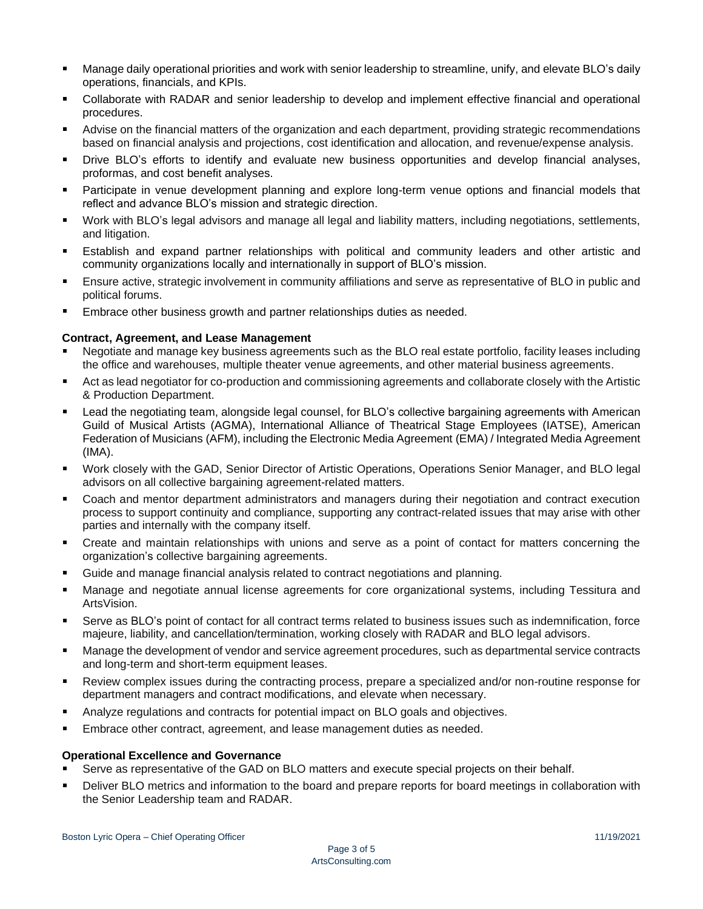- Manage daily operational priorities and work with senior leadership to streamline, unify, and elevate BLO's daily operations, financials, and KPIs.
- Collaborate with RADAR and senior leadership to develop and implement effective financial and operational procedures.
- Advise on the financial matters of the organization and each department, providing strategic recommendations based on financial analysis and projections, cost identification and allocation, and revenue/expense analysis.
- Drive BLO's efforts to identify and evaluate new business opportunities and develop financial analyses, proformas, and cost benefit analyses.
- Participate in venue development planning and explore long-term venue options and financial models that reflect and advance BLO's mission and strategic direction.
- Work with BLO's legal advisors and manage all legal and liability matters, including negotiations, settlements, and litigation.
- Establish and expand partner relationships with political and community leaders and other artistic and community organizations locally and internationally in support of BLO's mission.
- Ensure active, strategic involvement in community affiliations and serve as representative of BLO in public and political forums.
- Embrace other business growth and partner relationships duties as needed.

**Contract, Agreement, and Lease Management**

- Negotiate and manage key business agreements such as the BLO real estate portfolio, facility leases including the office and warehouses, multiple theater venue agreements, and other material business agreements.
- Act as lead negotiator for co-production and commissioning agreements and collaborate closely with the Artistic & Production Department.
- Lead the negotiating team, alongside legal counsel, for BLO's collective bargaining agreements with American Guild of Musical Artists (AGMA), International Alliance of Theatrical Stage Employees (IATSE), American Federation of Musicians (AFM), including the Electronic Media Agreement (EMA) / Integrated Media Agreement (IMA).
- Work closely with the GAD, Senior Director of Artistic Operations, Operations Senior Manager, and BLO legal advisors on all collective bargaining agreement-related matters.
- Coach and mentor department administrators and managers during their negotiation and contract execution process to support continuity and compliance, supporting any contract-related issues that may arise with other parties and internally with the company itself.
- Create and maintain relationships with unions and serve as a point of contact for matters concerning the organization's collective bargaining agreements.
- Guide and manage financial analysis related to contract negotiations and planning.
- Manage and negotiate annual license agreements for core organizational systems, including Tessitura and ArtsVision.
- Serve as BLO's point of contact for all contract terms related to business issues such as indemnification, force majeure, liability, and cancellation/termination, working closely with RADAR and BLO legal advisors.
- Manage the development of vendor and service agreement procedures, such as departmental service contracts and long-term and short-term equipment leases.
- Review complex issues during the contracting process, prepare a specialized and/or non-routine response for department managers and contract modifications, and elevate when necessary.
- Analyze regulations and contracts for potential impact on BLO goals and objectives.
- Embrace other contract, agreement, and lease management duties as needed.

**Operational Excellence and Governance**

- Serve as representative of the GAD on BLO matters and execute special projects on their behalf.
- Deliver BLO metrics and information to the board and prepare reports for board meetings in collaboration with the Senior Leadership team and RADAR.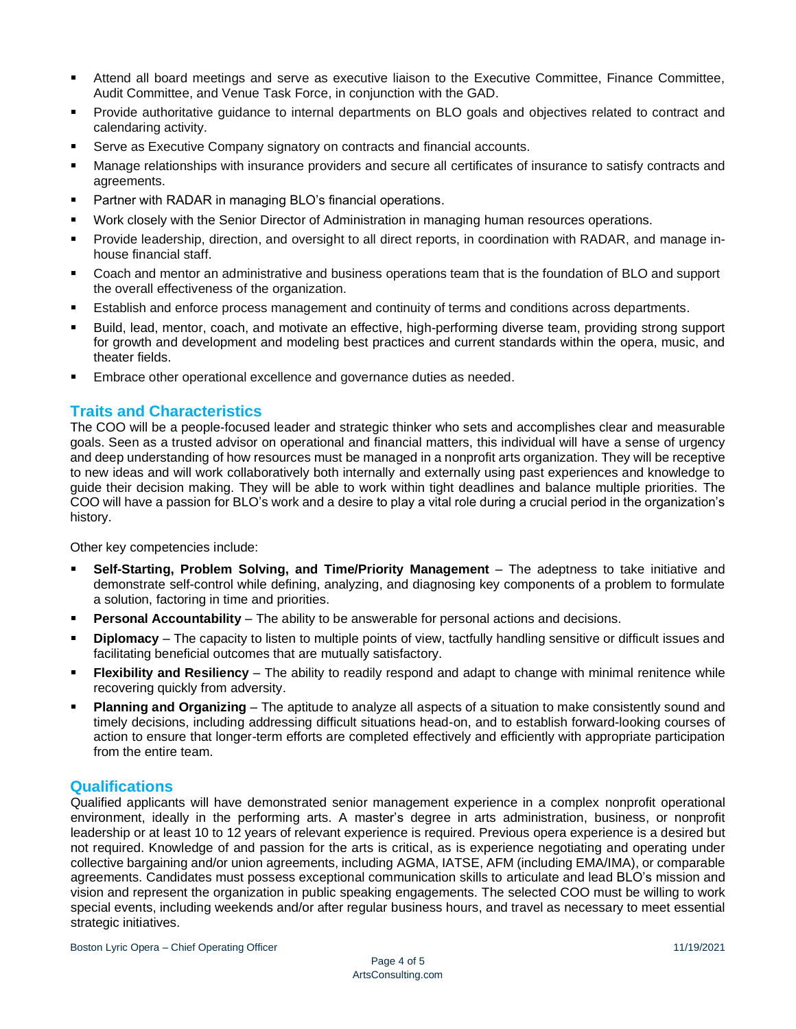- Attend all board meetings and serve as executive liaison to the Executive Committee, Finance Committee, Audit Committee, and Venue Task Force, in conjunction with the GAD.
- Provide authoritative guidance to internal departments on BLO goals and objectives related to contract and calendaring activity.
- Serve as Executive Company signatory on contracts and financial accounts.
- Manage relationships with insurance providers and secure all certificates of insurance to satisfy contracts and agreements.
- Partner with RADAR in managing BLO's financial operations.
- Work closely with the Senior Director of Administration in managing human resources operations.
- Provide leadership, direction, and oversight to all direct reports, in coordination with RADAR, and manage in-house financial staff.
- Coach and mentor an administrative and business operations team that is the foundation of BLO and support the overall effectiveness of the organization.
- Establish and enforce process management and continuity of terms and conditions across departments.
- Build, lead, mentor, coach, and motivate an effective, high-performing diverse team, providing strong support for growth and development and modeling best practices and current standards within the opera, music, and theater fields.
- Embrace other operational excellence and governance duties as needed.

## Traits and Characteristics

The COO will be a people-focused leader and strategic thinker who sets and accomplishes clear and measurable goals. Seen as a trusted advisor on operational and financial matters, this individual will have a sense of urgency and deep understanding of how resources must be managed in a nonprofit arts organization. They will be receptive to new ideas and will work collaboratively both internally and externally using past experiences and knowledge to guide their decision making. They will be able to work within tight deadlines and balance multiple priorities. The COO will have a passion for BLO's work and a desire to play a vital role during a crucial period in the organization's history.

Other key competencies include:

- **Self-Starting, Problem Solving, and Time/Priority Management** – The adeptness to take initiative and demonstrate self-control while defining, analyzing, and diagnosing key components of a problem to formulate a solution, factoring in time and priorities.
- **Personal Accountability** – The ability to be answerable for personal actions and decisions.
- **Diplomacy** – The capacity to listen to multiple points of view, tactfully handling sensitive or difficult issues and facilitating beneficial outcomes that are mutually satisfactory.
- **Flexibility and Resiliency** – The ability to readily respond and adapt to change with minimal renitence while recovering quickly from adversity.
- **Planning and Organizing** – The aptitude to analyze all aspects of a situation to make consistently sound and timely decisions, including addressing difficult situations head-on, and to establish forward-looking courses of action to ensure that longer-term efforts are completed effectively and efficiently with appropriate participation from the entire team.

## Qualifications

Qualified applicants will have demonstrated senior management experience in a complex nonprofit operational environment, ideally in the performing arts. A master's degree in arts administration, business, or nonprofit leadership or at least 10 to 12 years of relevant experience is required. Previous opera experience is a desired but not required. Knowledge of and passion for the arts is critical, as is experience negotiating and operating under collective bargaining and/or union agreements, including AGMA, IATSE, AFM (including EMA/IMA), or comparable agreements. Candidates must possess exceptional communication skills to articulate and lead BLO's mission and vision and represent the organization in public speaking engagements. The selected COO must be willing to work special events, including weekends and/or after regular business hours, and travel as necessary to meet essential strategic initiatives.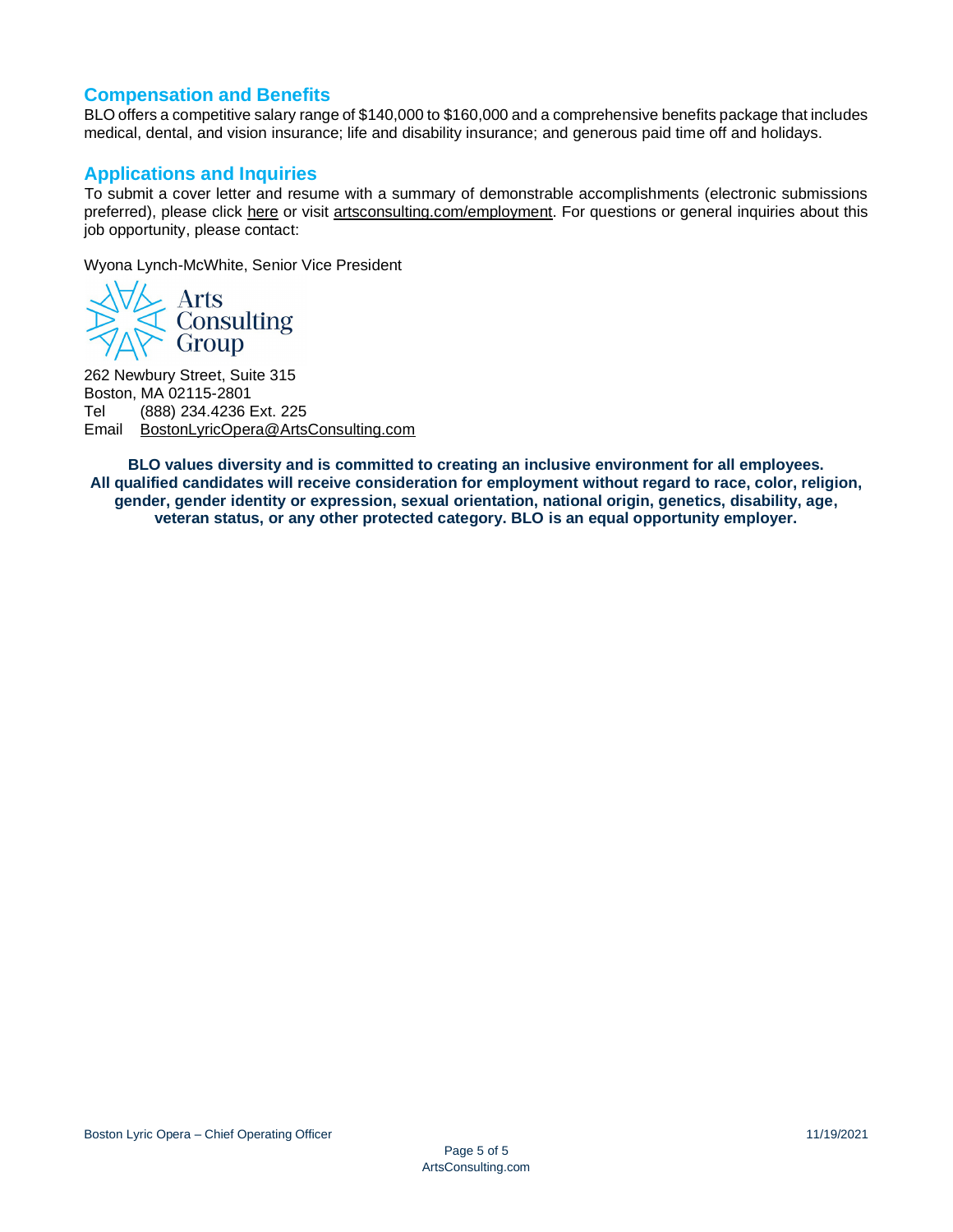## Compensation and Benefits

BLO offers a competitive salary range of $140,000 to $160,000 and a comprehensive benefits package that includes medical, dental, and vision insurance; life and disability insurance; and generous paid time off and holidays.

## Applications and Inquiries

To submit a cover letter and resume with a summary of demonstrable accomplishments (electronic submissions preferred), please click here or visit artsconsulting.com/employment. For questions or general inquiries about this job opportunity, please contact:

Wyona Lynch-McWhite, Senior Vice President

Arts Consulting Group

262 Newbury Street, Suite 315
Boston, MA 02115-2801
Tel (888) 234.4236 Ext. 225
Email BostonLyricOpera@ArtsConsulting.com

**BLO values diversity and is committed to creating an inclusive environment for all employees. All qualified candidates will receive consideration for employment without regard to race, color, religion, gender, gender identity or expression, sexual orientation, national origin, genetics, disability, age, veteran status, or any other protected category. BLO is an equal opportunity employer.**